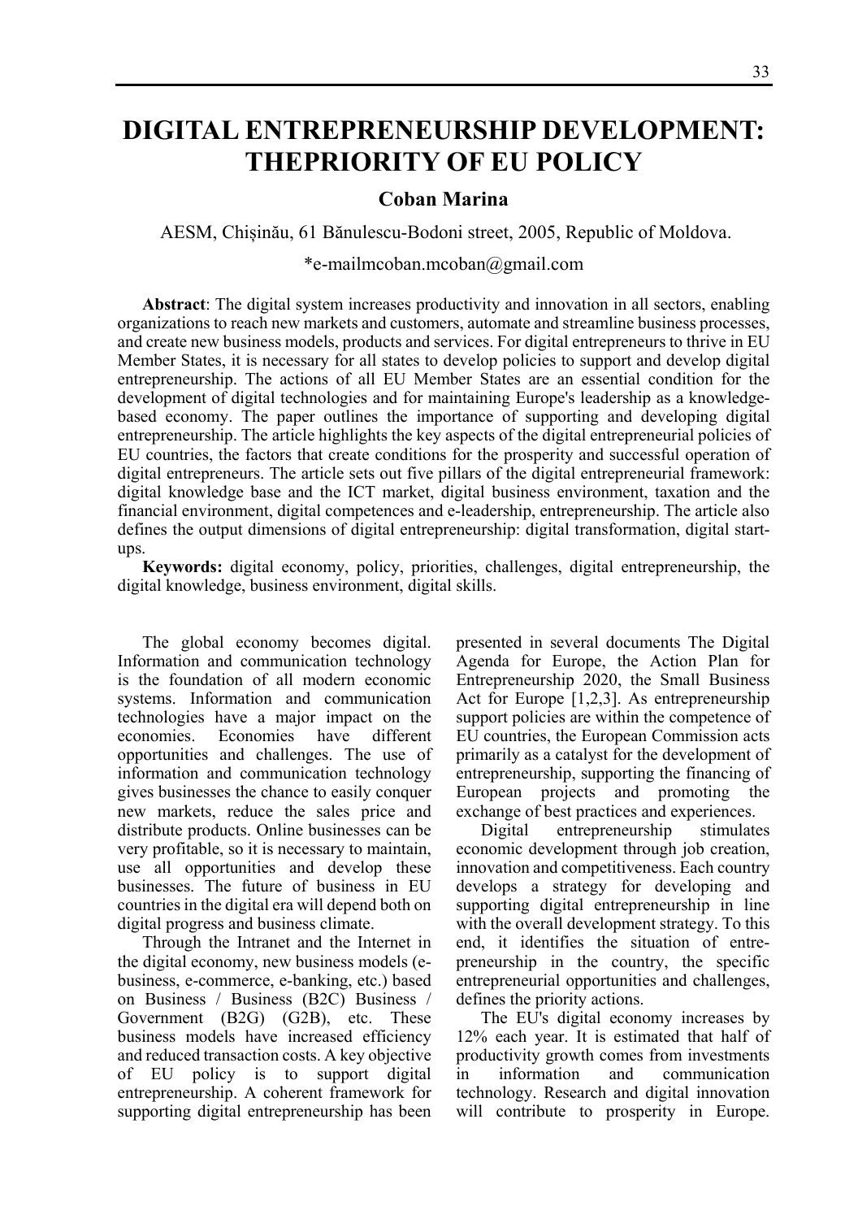# DIGITAL ENTREPRENEURSHIP DEVELOPMENT: THEPRIORITY OF EU POLICY

**Coban Marina**

AESM, Chișinău, 61 Bănulescu-Bodoni street, 2005, Republic of Moldova.

*e-mailmcoban.mcoban@gmail.com

**Abstract**: The digital system increases productivity and innovation in all sectors, enabling organizations to reach new markets and customers, automate and streamline business processes, and create new business models, products and services. For digital entrepreneurs to thrive in EU Member States, it is necessary for all states to develop policies to support and develop digital entrepreneurship. The actions of all EU Member States are an essential condition for the development of digital technologies and for maintaining Europe's leadership as a knowledge-based economy. The paper outlines the importance of supporting and developing digital entrepreneurship. The article highlights the key aspects of the digital entrepreneurial policies of EU countries, the factors that create conditions for the prosperity and successful operation of digital entrepreneurs. The article sets out five pillars of the digital entrepreneurial framework: digital knowledge base and the ICT market, digital business environment, taxation and the financial environment, digital competences and e-leadership, entrepreneurship. The article also defines the output dimensions of digital entrepreneurship: digital transformation, digital start-ups.

**Keywords:** digital economy, policy, priorities, challenges, digital entrepreneurship, the digital knowledge, business environment, digital skills.

The global economy becomes digital. Information and communication technology is the foundation of all modern economic systems. Information and communication technologies have a major impact on the economies. Economies have different opportunities and challenges. The use of information and communication technology gives businesses the chance to easily conquer new markets, reduce the sales price and distribute products. Online businesses can be very profitable, so it is necessary to maintain, use all opportunities and develop these businesses. The future of business in EU countries in the digital era will depend both on digital progress and business climate.

Through the Intranet and the Internet in the digital economy, new business models (e-business, e-commerce, e-banking, etc.) based on Business / Business (B2C) Business / Government (B2G) (G2B), etc. These business models have increased efficiency and reduced transaction costs. A key objective of EU policy is to support digital entrepreneurship. A coherent framework for supporting digital entrepreneurship has been presented in several documents The Digital Agenda for Europe, the Action Plan for Entrepreneurship 2020, the Small Business Act for Europe [1,2,3]. As entrepreneurship support policies are within the competence of EU countries, the European Commission acts primarily as a catalyst for the development of entrepreneurship, supporting the financing of European projects and promoting the exchange of best practices and experiences.

Digital entrepreneurship stimulates economic development through job creation, innovation and competitiveness. Each country develops a strategy for developing and supporting digital entrepreneurship in line with the overall development strategy. To this end, it identifies the situation of entre-preneurship in the country, the specific entrepreneurial opportunities and challenges, defines the priority actions.

The EU's digital economy increases by 12% each year. It is estimated that half of productivity growth comes from investments in information and communication technology. Research and digital innovation will contribute to prosperity in Europe.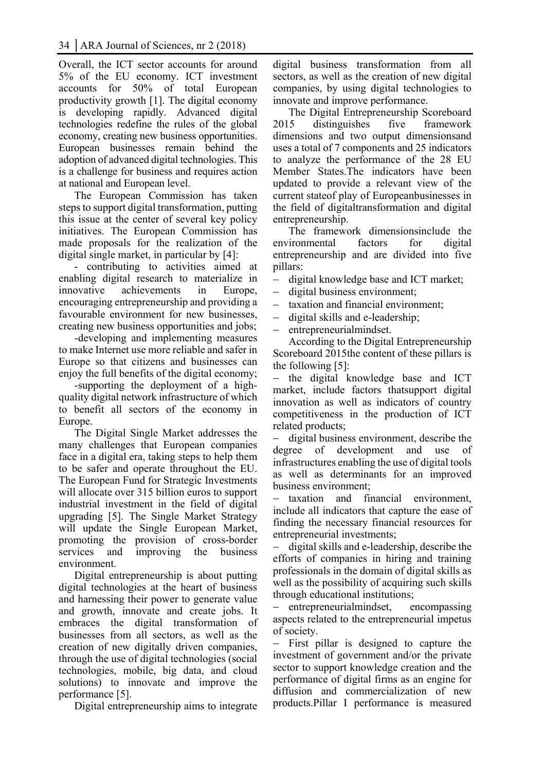Overall, the ICT sector accounts for around 5% of the EU economy. ICT investment accounts for 50% of total European productivity growth [1]. The digital economy is developing rapidly. Advanced digital technologies redefine the rules of the global economy, creating new business opportunities. European businesses remain behind the adoption of advanced digital technologies. This is a challenge for business and requires action at national and European level.

The European Commission has taken steps to support digital transformation, putting this issue at the center of several key policy initiatives. The European Commission has made proposals for the realization of the digital single market, in particular by [4]:

- contributing to activities aimed at enabling digital research to materialize in innovative achievements in Europe, encouraging entrepreneurship and providing a favourable environment for new businesses, creating new business opportunities and jobs;

-developing and implementing measures to make Internet use more reliable and safer in Europe so that citizens and businesses can enjoy the full benefits of the digital economy;

-supporting the deployment of a high-quality digital network infrastructure of which to benefit all sectors of the economy in Europe.

The Digital Single Market addresses the many challenges that European companies face in a digital era, taking steps to help them to be safer and operate throughout the EU. The European Fund for Strategic Investments will allocate over 315 billion euros to support industrial investment in the field of digital upgrading [5]. The Single Market Strategy will update the Single European Market, promoting the provision of cross-border services and improving the business environment.

Digital entrepreneurship is about putting digital technologies at the heart of business and harnessing their power to generate value and growth, innovate and create jobs. It embraces the digital transformation of businesses from all sectors, as well as the creation of new digitally driven companies, through the use of digital technologies (social technologies, mobile, big data, and cloud solutions) to innovate and improve the performance [5].

Digital entrepreneurship aims to integrate digital business transformation from all sectors, as well as the creation of new digital companies, by using digital technologies to innovate and improve performance.

The Digital Entrepreneurship Scoreboard 2015 distinguishes five framework dimensions and two output dimensionsand uses a total of 7 components and 25 indicators to analyze the performance of the 28 EU Member States.The indicators have been updated to provide a relevant view of the current stateof play of Europeanbusinesses in the field of digitaltransformation and digital entrepreneurship.

The framework dimensionsinclude the environmental factors for digital entrepreneurship and are divided into five pillars:

- digital knowledge base and ICT market;
- digital business environment;
- taxation and financial environment;
- digital skills and e-leadership;
- entrepreneurialmindset.

According to the Digital Entrepreneurship Scoreboard 2015the content of these pillars is the following [5]:

- the digital knowledge base and ICT market, include factors thatsupport digital innovation as well as indicators of country competitiveness in the production of ICT related products;
- digital business environment, describe the degree of development and use of infrastructures enabling the use of digital tools as well as determinants for an improved business environment;
- taxation and financial environment, include all indicators that capture the ease of finding the necessary financial resources for entrepreneurial investments;
- digital skills and e-leadership, describe the efforts of companies in hiring and training professionals in the domain of digital skills as well as the possibility of acquiring such skills through educational institutions;
- entrepreneurialmindset, encompassing aspects related to the entrepreneurial impetus of society.
- First pillar is designed to capture the investment of government and/or the private sector to support knowledge creation and the performance of digital firms as an engine for diffusion and commercialization of new products.Pillar I performance is measured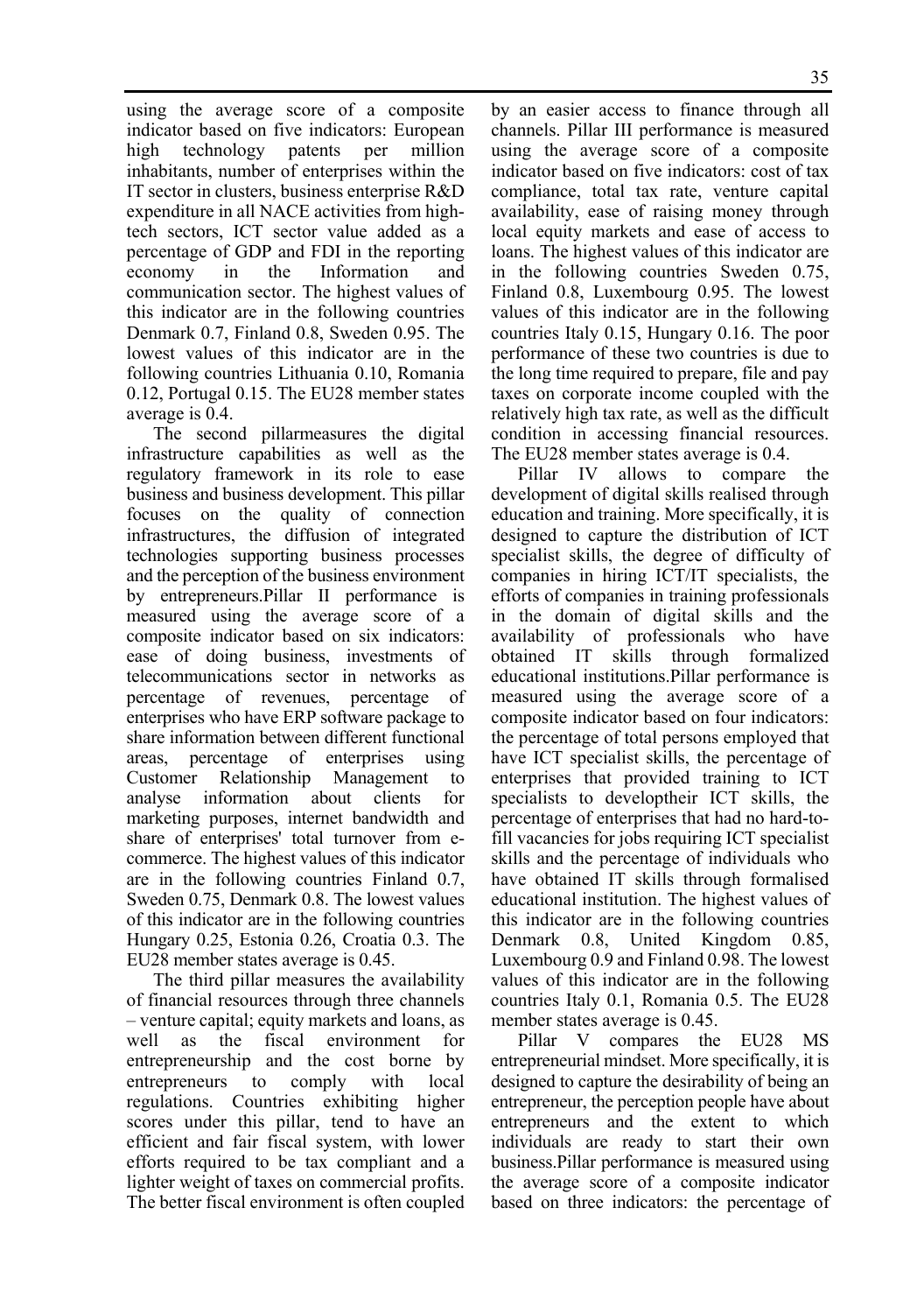using the average score of a composite indicator based on five indicators: European high technology patents per million inhabitants, number of enterprises within the IT sector in clusters, business enterprise R&D expenditure in all NACE activities from high-tech sectors, ICT sector value added as a percentage of GDP and FDI in the reporting economy in the Information and communication sector. The highest values of this indicator are in the following countries Denmark 0.7, Finland 0.8, Sweden 0.95. The lowest values of this indicator are in the following countries Lithuania 0.10, Romania 0.12, Portugal 0.15. The EU28 member states average is 0.4.

The second pillarmeasures the digital infrastructure capabilities as well as the regulatory framework in its role to ease business and business development. This pillar focuses on the quality of connection infrastructures, the diffusion of integrated technologies supporting business processes and the perception of the business environment by entrepreneurs.Pillar II performance is measured using the average score of a composite indicator based on six indicators: ease of doing business, investments of telecommunications sector in networks as percentage of revenues, percentage of enterprises who have ERP software package to share information between different functional areas, percentage of enterprises using Customer Relationship Management to analyse information about clients for marketing purposes, internet bandwidth and share of enterprises' total turnover from e-commerce. The highest values of this indicator are in the following countries Finland 0.7, Sweden 0.75, Denmark 0.8. The lowest values of this indicator are in the following countries Hungary 0.25, Estonia 0.26, Croatia 0.3. The EU28 member states average is 0.45.

The third pillar measures the availability of financial resources through three channels – venture capital; equity markets and loans, as well as the fiscal environment for entrepreneurship and the cost borne by entrepreneurs to comply with local regulations. Countries exhibiting higher scores under this pillar, tend to have an efficient and fair fiscal system, with lower efforts required to be tax compliant and a lighter weight of taxes on commercial profits. The better fiscal environment is often coupled by an easier access to finance through all channels. Pillar III performance is measured using the average score of a composite indicator based on five indicators: cost of tax compliance, total tax rate, venture capital availability, ease of raising money through local equity markets and ease of access to loans. The highest values of this indicator are in the following countries Sweden 0.75, Finland 0.8, Luxembourg 0.95. The lowest values of this indicator are in the following countries Italy 0.15, Hungary 0.16. The poor performance of these two countries is due to the long time required to prepare, file and pay taxes on corporate income coupled with the relatively high tax rate, as well as the difficult condition in accessing financial resources. The EU28 member states average is 0.4.

Pillar IV allows to compare the development of digital skills realised through education and training. More specifically, it is designed to capture the distribution of ICT specialist skills, the degree of difficulty of companies in hiring ICT/IT specialists, the efforts of companies in training professionals in the domain of digital skills and the availability of professionals who have obtained IT skills through formalized educational institutions.Pillar performance is measured using the average score of a composite indicator based on four indicators: the percentage of total persons employed that have ICT specialist skills, the percentage of enterprises that provided training to ICT specialists to developtheir ICT skills, the percentage of enterprises that had no hard-to-fill vacancies for jobs requiring ICT specialist skills and the percentage of individuals who have obtained IT skills through formalised educational institution. The highest values of this indicator are in the following countries Denmark 0.8, United Kingdom 0.85, Luxembourg 0.9 and Finland 0.98. The lowest values of this indicator are in the following countries Italy 0.1, Romania 0.5. The EU28 member states average is 0.45.

Pillar V compares the EU28 MS entrepreneurial mindset. More specifically, it is designed to capture the desirability of being an entrepreneur, the perception people have about entrepreneurs and the extent to which individuals are ready to start their own business.Pillar performance is measured using the average score of a composite indicator based on three indicators: the percentage of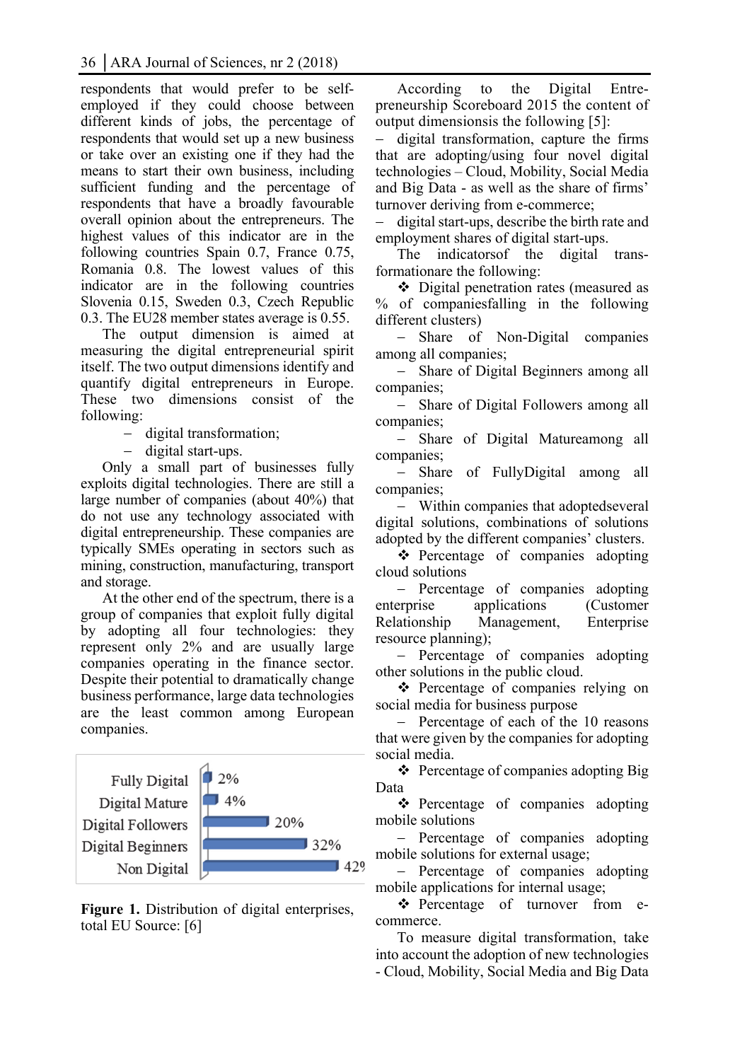respondents that would prefer to be self-employed if they could choose between different kinds of jobs, the percentage of respondents that would set up a new business or take over an existing one if they had the means to start their own business, including sufficient funding and the percentage of respondents that have a broadly favourable overall opinion about the entrepreneurs. The highest values of this indicator are in the following countries Spain 0.7, France 0.75, Romania 0.8. The lowest values of this indicator are in the following countries Slovenia 0.15, Sweden 0.3, Czech Republic 0.3. The EU28 member states average is 0.55.

The output dimension is aimed at measuring the digital entrepreneurial spirit itself. The two output dimensions identify and quantify digital entrepreneurs in Europe. These two dimensions consist of the following:

- digital transformation;
- digital start-ups.

Only a small part of businesses fully exploits digital technologies. There are still a large number of companies (about 40%) that do not use any technology associated with digital entrepreneurship. These companies are typically SMEs operating in sectors such as mining, construction, manufacturing, transport and storage.

At the other end of the spectrum, there is a group of companies that exploit fully digital by adopting all four technologies: they represent only 2% and are usually large companies operating in the finance sector. Despite their potential to dramatically change business performance, large data technologies are the least common among European companies.

| Category | Share |
|---|---|
| Fully Digital | 2% |
| Digital Mature | 4% |
| Digital Followers | 20% |
| Digital Beginners | 32% |
| Non Digital | 42% |

**Figure 1.** Distribution of digital enterprises, total EU Source: [6]

According to the Digital Entrepreneurship Scoreboard 2015 the content of output dimensionsis the following [5]:

- digital transformation, capture the firms that are adopting/using four novel digital technologies – Cloud, Mobility, Social Media and Big Data - as well as the share of firms' turnover deriving from e-commerce;
- digital start-ups, describe the birth rate and employment shares of digital start-ups.

The indicatorsof the digital transformationare the following:

❖ Digital penetration rates (measured as % of companiesfalling in the following different clusters)

- Share of Non-Digital companies among all companies;
- Share of Digital Beginners among all companies;
- Share of Digital Followers among all companies;
- Share of Digital Matureamong all companies;
- Share of FullyDigital among all companies;
- Within companies that adoptedseveral digital solutions, combinations of solutions adopted by the different companies' clusters.

❖ Percentage of companies adopting cloud solutions

- Percentage of companies adopting enterprise applications (Customer Relationship Management, Enterprise resource planning);
- Percentage of companies adopting other solutions in the public cloud.

❖ Percentage of companies relying on social media for business purpose

- Percentage of each of the 10 reasons that were given by the companies for adopting social media.

❖ Percentage of companies adopting Big Data

❖ Percentage of companies adopting mobile solutions

- Percentage of companies adopting mobile solutions for external usage;
- Percentage of companies adopting mobile applications for internal usage;

❖ Percentage of turnover from e-commerce.

To measure digital transformation, take into account the adoption of new technologies - Cloud, Mobility, Social Media and Big Data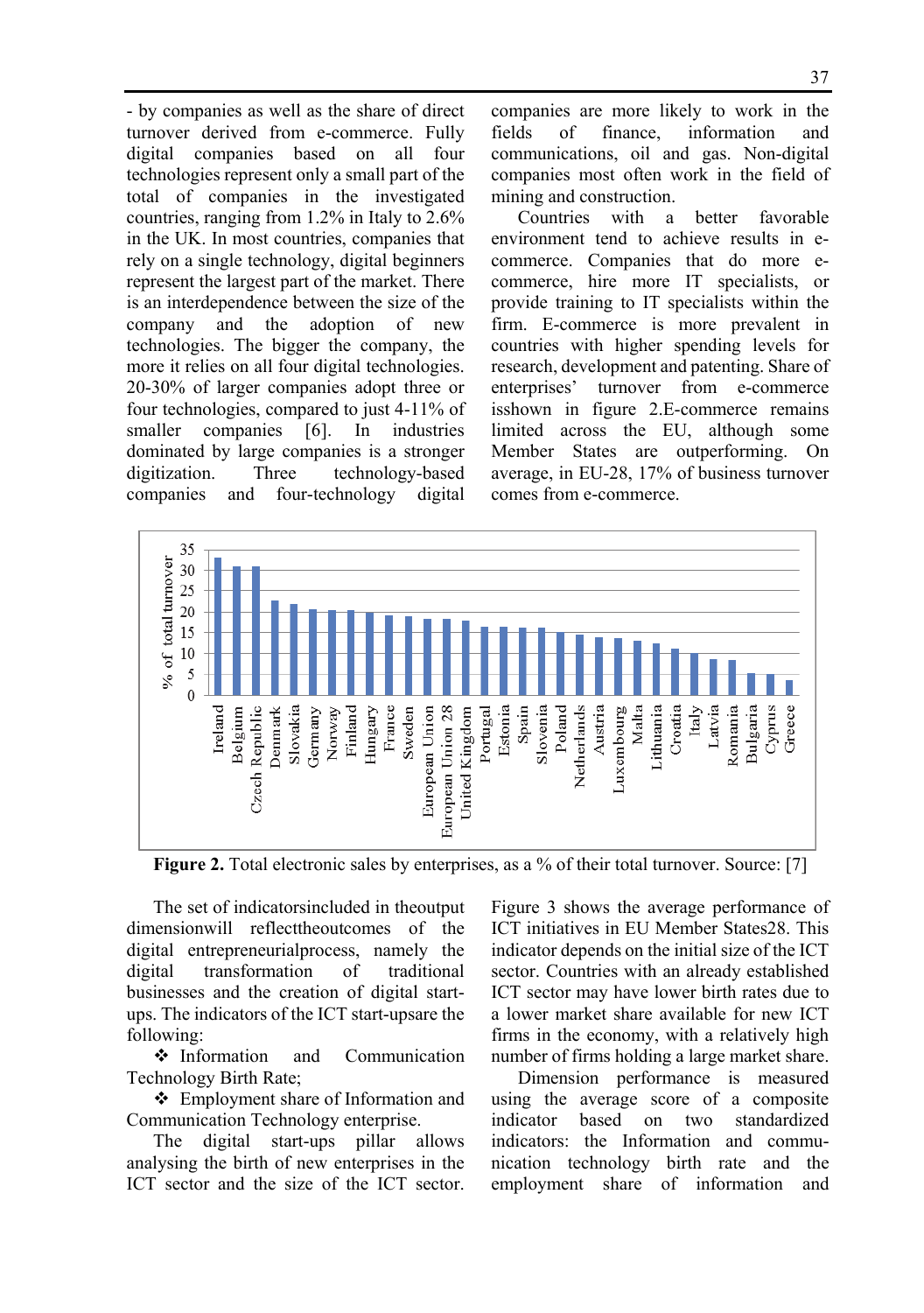- by companies as well as the share of direct turnover derived from e-commerce. Fully digital companies based on all four technologies represent only a small part of the total of companies in the investigated countries, ranging from 1.2% in Italy to 2.6% in the UK. In most countries, companies that rely on a single technology, digital beginners represent the largest part of the market. There is an interdependence between the size of the company and the adoption of new technologies. The bigger the company, the more it relies on all four digital technologies. 20-30% of larger companies adopt three or four technologies, compared to just 4-11% of smaller companies [6]. In industries dominated by large companies is a stronger digitization. Three technology-based companies and four-technology digital companies are more likely to work in the fields of finance, information and communications, oil and gas. Non-digital companies most often work in the field of mining and construction.

Countries with a better favorable environment tend to achieve results in e-commerce. Companies that do more e-commerce, hire more IT specialists, or provide training to IT specialists within the firm. E-commerce is more prevalent in countries with higher spending levels for research, development and patenting. Share of enterprises' turnover from e-commerce isshown in figure 2.E-commerce remains limited across the EU, although some Member States are outperforming. On average, in EU-28, 17% of business turnover comes from e-commerce.

**Figure 2.** Total electronic sales by enterprises, as a % of their total turnover. Source: [7]

The set of indicatorsincluded in theoutput dimensionwill reflecttheoutcomes of the digital entrepreneurialprocess, namely the digital transformation of traditional businesses and the creation of digital start-ups. The indicators of the ICT start-upsare the following:

- ❖ Information and Communication Technology Birth Rate;
- ❖ Employment share of Information and Communication Technology enterprise.

The digital start-ups pillar allows analysing the birth of new enterprises in the ICT sector and the size of the ICT sector. Figure 3 shows the average performance of ICT initiatives in EU Member States28. This indicator depends on the initial size of the ICT sector. Countries with an already established ICT sector may have lower birth rates due to a lower market share available for new ICT firms in the economy, with a relatively high number of firms holding a large market share.

Dimension performance is measured using the average score of a composite indicator based on two standardized indicators: the Information and communication technology birth rate and the employment share of information and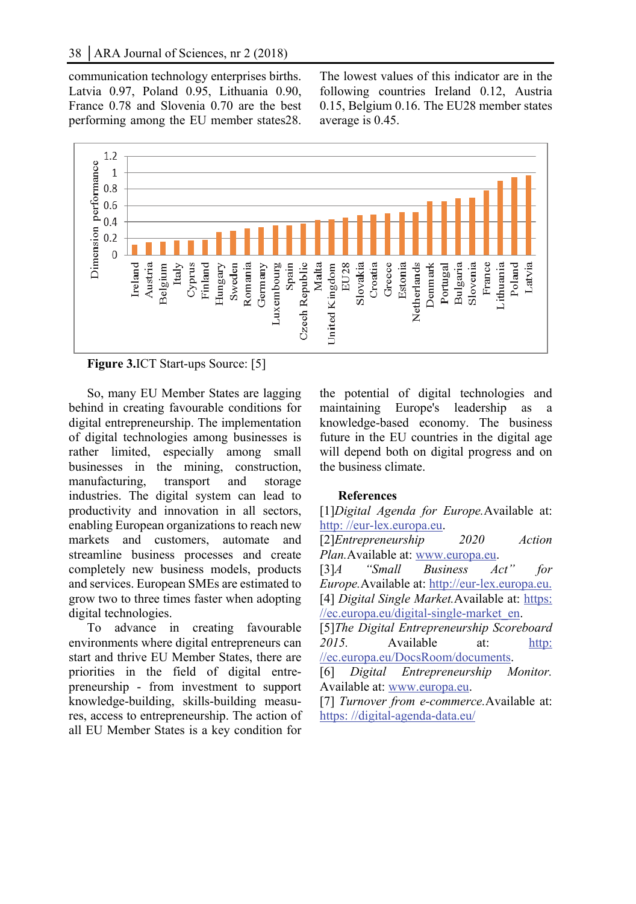communication technology enterprises births. Latvia 0.97, Poland 0.95, Lithuania 0.90, France 0.78 and Slovenia 0.70 are the best performing among the EU member states28. The lowest values of this indicator are in the following countries Ireland 0.12, Austria 0.15, Belgium 0.16. The EU28 member states average is 0.45.

Dimension performance

1.2
1
0.8
0.6
0.4
0.2
0

Ireland
Austria
Belgium
Italy
Cyprus
Finland
Hungary
Sweden
Romania
Germany
Luxembourg
Spain
Czech Republic
Malta
United Kingdom
EU28
Slovakia
Croatia
Greece
Estonia
Netherlands
Denmark
Portugal
Bulgaria
Slovenia
France
Lithuania
Poland
Latvia

**Figure 3.**ICT Start-ups Source: [5]

So, many EU Member States are lagging behind in creating favourable conditions for digital entrepreneurship. The implementation of digital technologies among businesses is rather limited, especially among small businesses in the mining, construction, manufacturing, transport and storage industries. The digital system can lead to productivity and innovation in all sectors, enabling European organizations to reach new markets and customers, automate and streamline business processes and create completely new business models, products and services. European SMEs are estimated to grow two to three times faster when adopting digital technologies.

To advance in creating favourable environments where digital entrepreneurs can start and thrive EU Member States, there are priorities in the field of digital entre-preneurship - from investment to support knowledge-building, skills-building measu-res, access to entrepreneurship. The action of all EU Member States is a key condition for the potential of digital technologies and maintaining Europe's leadership as a knowledge-based economy. The business future in the EU countries in the digital age will depend both on digital progress and on the business climate.

**References**

[1]*Digital Agenda for Europe.*Available at: http: //eur-lex.europa.eu.

[2]*Entrepreneurship 2020 Action Plan.*Available at: www.europa.eu.

[3]*A "Small Business Act" for Europe.*Available at: http://eur-lex.europa.eu.

[4] *Digital Single Market.*Available at: https: //ec.europa.eu/digital-single-market_en.

[5]*The Digital Entrepreneurship Scoreboard 2015.* Available at: http: //ec.europa.eu/DocsRoom/documents.

[6] *Digital Entrepreneurship Monitor.* Available at: www.europa.eu.

[7] *Turnover from e-commerce.*Available at: https: //digital-agenda-data.eu/